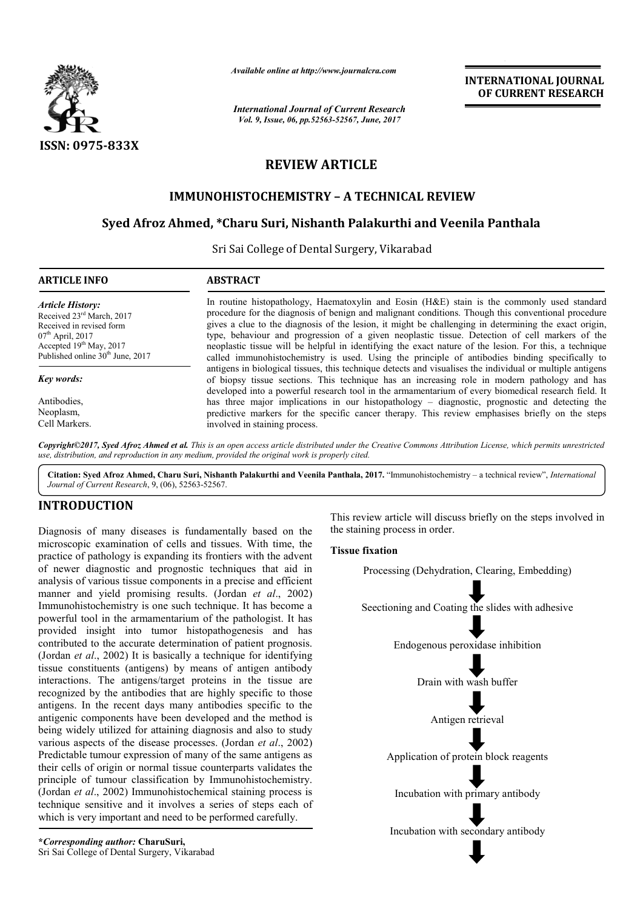*Available online at http://www.journalcra.com*

*International Journal of Current Research*
*Vol. 9, Issue, 06, pp.52563-52567, June, 2017*

**INTERNATIONAL JOURNAL OF CURRENT RESEARCH**

ISSN: 0975-833X

# REVIEW ARTICLE

# IMMUNOHISTOCHEMISTRY – A TECHNICAL REVIEW

**Syed Afroz Ahmed, \*Charu Suri, Nishanth Palakurthi and Veenila Panthala**

Sri Sai College of Dental Surgery, Vikarabad

**ARTICLE INFO**

*Article History:*
Received 23rd March, 2017
Received in revised form
07th April, 2017
Accepted 19th May, 2017
Published online 30th June, 2017

*Key words:*

Antibodies,
Neoplasm,
Cell Markers.

**ABSTRACT**

In routine histopathology, Haematoxylin and Eosin (H&E) stain is the commonly used standard procedure for the diagnosis of benign and malignant conditions. Though this conventional procedure gives a clue to the diagnosis of the lesion, it might be challenging in determining the exact origin, type, behaviour and progression of a given neoplastic tissue. Detection of cell markers of the neoplastic tissue will be helpful in identifying the exact nature of the lesion. For this, a technique called immunohistochemistry is used. Using the principle of antibodies binding specifically to antigens in biological tissues, this technique detects and visualises the individual or multiple antigens of biopsy tissue sections. This technique has an increasing role in modern pathology and has developed into a powerful research tool in the armamentarium of every biomedical research field. It has three major implications in our histopathology – diagnostic, prognostic and detecting the predictive markers for the specific cancer therapy. This review emphasises briefly on the steps involved in staining process.

*Copyright©2017, Syed Afroz Ahmed et al. This is an open access article distributed under the Creative Commons Attribution License, which permits unrestricted use, distribution, and reproduction in any medium, provided the original work is properly cited.*

**Citation: Syed Afroz Ahmed, Charu Suri, Nishanth Palakurthi and Veenila Panthala, 2017.** "Immunohistochemistry – a technical review", *International Journal of Current Research*, 9, (06), 52563-52567.

## INTRODUCTION

Diagnosis of many diseases is fundamentally based on the microscopic examination of cells and tissues. With time, the practice of pathology is expanding its frontiers with the advent of newer diagnostic and prognostic techniques that aid in analysis of various tissue components in a precise and efficient manner and yield promising results. (Jordan *et al*., 2002) Immunohistochemistry is one such technique. It has become a powerful tool in the armamentarium of the pathologist. It has provided insight into tumor histopathogenesis and has contributed to the accurate determination of patient prognosis. (Jordan *et al*., 2002) It is basically a technique for identifying tissue constituents (antigens) by means of antigen antibody interactions. The antigens/target proteins in the tissue are recognized by the antibodies that are highly specific to those antigens. In the recent days many antibodies specific to the antigenic components have been developed and the method is being widely utilized for attaining diagnosis and also to study various aspects of the disease processes. (Jordan *et al*., 2002) Predictable tumour expression of many of the same antigens as their cells of origin or normal tissue counterparts validates the principle of tumour classification by Immunohistochemistry. (Jordan *et al*., 2002) Immunohistochemical staining process is technique sensitive and it involves a series of steps each of which is very important and need to be performed carefully.

This review article will discuss briefly on the steps involved in the staining process in order.

**Tissue fixation**

Processing (Dehydration, Clearing, Embedding)

↓

Seectioning and Coating the slides with adhesive

↓

Endogenous peroxidase inhibition

↓

Drain with wash buffer

↓

Antigen retrieval

↓

Application of protein block reagents

↓

Incubation with primary antibody

↓

Incubation with secondary antibody

↓

**\*Corresponding author:** CharuSuri,
Sri Sai College of Dental Surgery, Vikarabad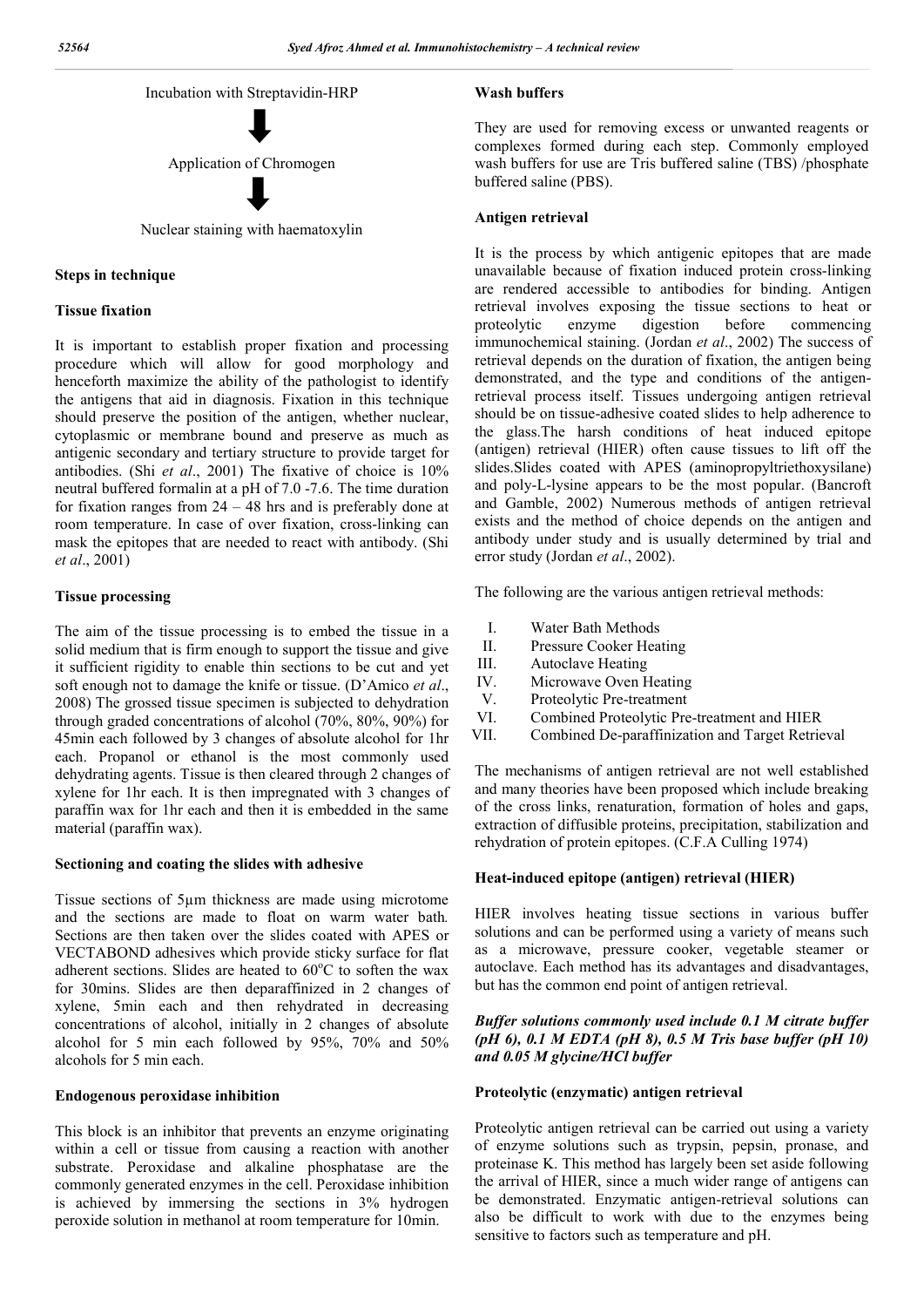Incubation with Streptavidin-HRP

↓

Application of Chromogen

↓

Nuclear staining with haematoxylin

## Steps in technique

### Tissue fixation

It is important to establish proper fixation and processing procedure which will allow for good morphology and henceforth maximize the ability of the pathologist to identify the antigens that aid in diagnosis. Fixation in this technique should preserve the position of the antigen, whether nuclear, cytoplasmic or membrane bound and preserve as much as antigenic secondary and tertiary structure to provide target for antibodies. (Shi *et al*., 2001) The fixative of choice is 10% neutral buffered formalin at a pH of 7.0 -7.6. The time duration for fixation ranges from 24 – 48 hrs and is preferably done at room temperature. In case of over fixation, cross-linking can mask the epitopes that are needed to react with antibody. (Shi *et al*., 2001)

### Tissue processing

The aim of the tissue processing is to embed the tissue in a solid medium that is firm enough to support the tissue and give it sufficient rigidity to enable thin sections to be cut and yet soft enough not to damage the knife or tissue. (D'Amico *et al*., 2008) The grossed tissue specimen is subjected to dehydration through graded concentrations of alcohol (70%, 80%, 90%) for 45min each followed by 3 changes of absolute alcohol for 1hr each. Propanol or ethanol is the most commonly used dehydrating agents. Tissue is then cleared through 2 changes of xylene for 1hr each. It is then impregnated with 3 changes of paraffin wax for 1hr each and then it is embedded in the same material (paraffin wax).

### Sectioning and coating the slides with adhesive

Tissue sections of 5µm thickness are made using microtome and the sections are made to float on warm water bath*.* Sections are then taken over the slides coated with APES or VECTABOND adhesives which provide sticky surface for flat adherent sections. Slides are heated to 60°C to soften the wax for 30mins. Slides are then deparaffinized in 2 changes of xylene, 5min each and then rehydrated in decreasing concentrations of alcohol, initially in 2 changes of absolute alcohol for 5 min each followed by 95%, 70% and 50% alcohols for 5 min each.

### Endogenous peroxidase inhibition

This block is an inhibitor that prevents an enzyme originating within a cell or tissue from causing a reaction with another substrate. Peroxidase and alkaline phosphatase are the commonly generated enzymes in the cell. Peroxidase inhibition is achieved by immersing the sections in 3% hydrogen peroxide solution in methanol at room temperature for 10min.

### Wash buffers

They are used for removing excess or unwanted reagents or complexes formed during each step. Commonly employed wash buffers for use are Tris buffered saline (TBS) /phosphate buffered saline (PBS).

### Antigen retrieval

It is the process by which antigenic epitopes that are made unavailable because of fixation induced protein cross-linking are rendered accessible to antibodies for binding. Antigen retrieval involves exposing the tissue sections to heat or proteolytic enzyme digestion before commencing immunochemical staining. (Jordan *et al*., 2002) The success of retrieval depends on the duration of fixation, the antigen being demonstrated, and the type and conditions of the antigen-retrieval process itself. Tissues undergoing antigen retrieval should be on tissue-adhesive coated slides to help adherence to the glass.The harsh conditions of heat induced epitope (antigen) retrieval (HIER) often cause tissues to lift off the slides.Slides coated with APES (aminopropyltriethoxysilane) and poly-L-lysine appears to be the most popular. (Bancroft and Gamble, 2002) Numerous methods of antigen retrieval exists and the method of choice depends on the antigen and antibody under study and is usually determined by trial and error study (Jordan *et al*., 2002).

The following are the various antigen retrieval methods:

I. Water Bath Methods
II. Pressure Cooker Heating
III. Autoclave Heating
IV. Microwave Oven Heating
V. Proteolytic Pre-treatment
VI. Combined Proteolytic Pre-treatment and HIER
VII. Combined De-paraffinization and Target Retrieval

The mechanisms of antigen retrieval are not well established and many theories have been proposed which include breaking of the cross links, renaturation, formation of holes and gaps, extraction of diffusible proteins, precipitation, stabilization and rehydration of protein epitopes. (C.F.A Culling 1974)

### Heat-induced epitope (antigen) retrieval (HIER)

HIER involves heating tissue sections in various buffer solutions and can be performed using a variety of means such as a microwave, pressure cooker, vegetable steamer or autoclave. Each method has its advantages and disadvantages, but has the common end point of antigen retrieval.

***Buffer solutions commonly used include 0.1 M citrate buffer (pH 6), 0.1 M EDTA (pH 8), 0.5 M Tris base buffer (pH 10) and 0.05 M glycine/HCl buffer***

### Proteolytic (enzymatic) antigen retrieval

Proteolytic antigen retrieval can be carried out using a variety of enzyme solutions such as trypsin, pepsin, pronase, and proteinase K. This method has largely been set aside following the arrival of HIER, since a much wider range of antigens can be demonstrated. Enzymatic antigen-retrieval solutions can also be difficult to work with due to the enzymes being sensitive to factors such as temperature and pH.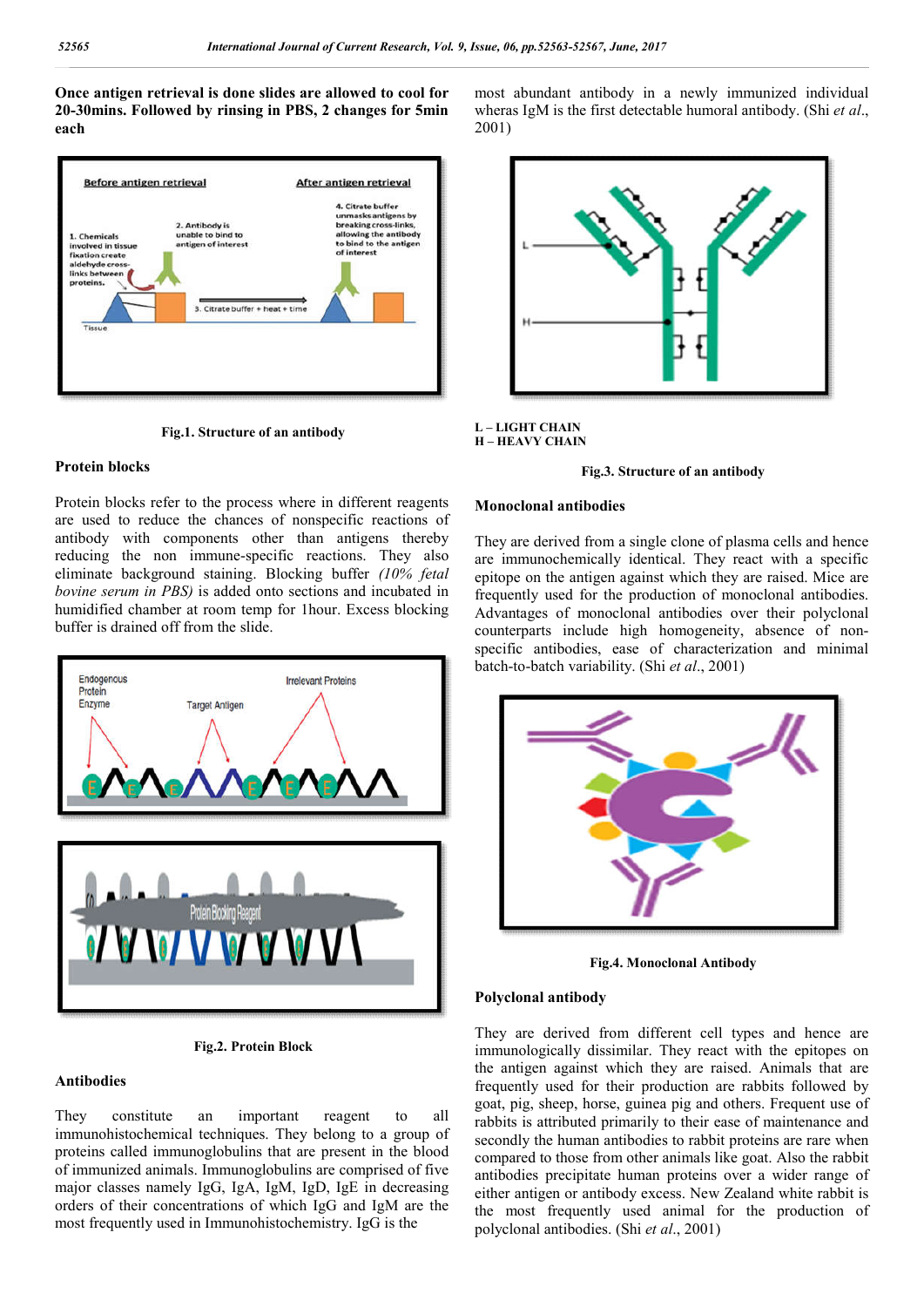**Once antigen retrieval is done slides are allowed to cool for 20-30mins. Followed by rinsing in PBS, 2 changes for 5min each**

Fig.1. Structure of an antibody

### Protein blocks

Protein blocks refer to the process where in different reagents are used to reduce the chances of nonspecific reactions of antibody with components other than antigens thereby reducing the non immune-specific reactions. They also eliminate background staining. Blocking buffer *(10% fetal bovine serum in PBS)* is added onto sections and incubated in humidified chamber at room temp for 1hour. Excess blocking buffer is drained off from the slide.

Fig.2. Protein Block

### Antibodies

They constitute an important reagent to all immunohistochemical techniques. They belong to a group of proteins called immunoglobulins that are present in the blood of immunized animals. Immunoglobulins are comprised of five major classes namely IgG, IgA, IgM, IgD, IgE in decreasing orders of their concentrations of which IgG and IgM are the most frequently used in Immunohistochemistry. IgG is the most abundant antibody in a newly immunized individual wheras IgM is the first detectable humoral antibody. (Shi *et al*., 2001)

L – LIGHT CHAIN
H – HEAVY CHAIN

Fig.3. Structure of an antibody

### Monoclonal antibodies

They are derived from a single clone of plasma cells and hence are immunochemically identical. They react with a specific epitope on the antigen against which they are raised. Mice are frequently used for the production of monoclonal antibodies. Advantages of monoclonal antibodies over their polyclonal counterparts include high homogeneity, absence of non-specific antibodies, ease of characterization and minimal batch-to-batch variability. (Shi *et al*., 2001)

Fig.4. Monoclonal Antibody

### Polyclonal antibody

They are derived from different cell types and hence are immunologically dissimilar. They react with the epitopes on the antigen against which they are raised. Animals that are frequently used for their production are rabbits followed by goat, pig, sheep, horse, guinea pig and others. Frequent use of rabbits is attributed primarily to their ease of maintenance and secondly the human antibodies to rabbit proteins are rare when compared to those from other animals like goat. Also the rabbit antibodies precipitate human proteins over a wider range of either antigen or antibody excess. New Zealand white rabbit is the most frequently used animal for the production of polyclonal antibodies. (Shi *et al*., 2001)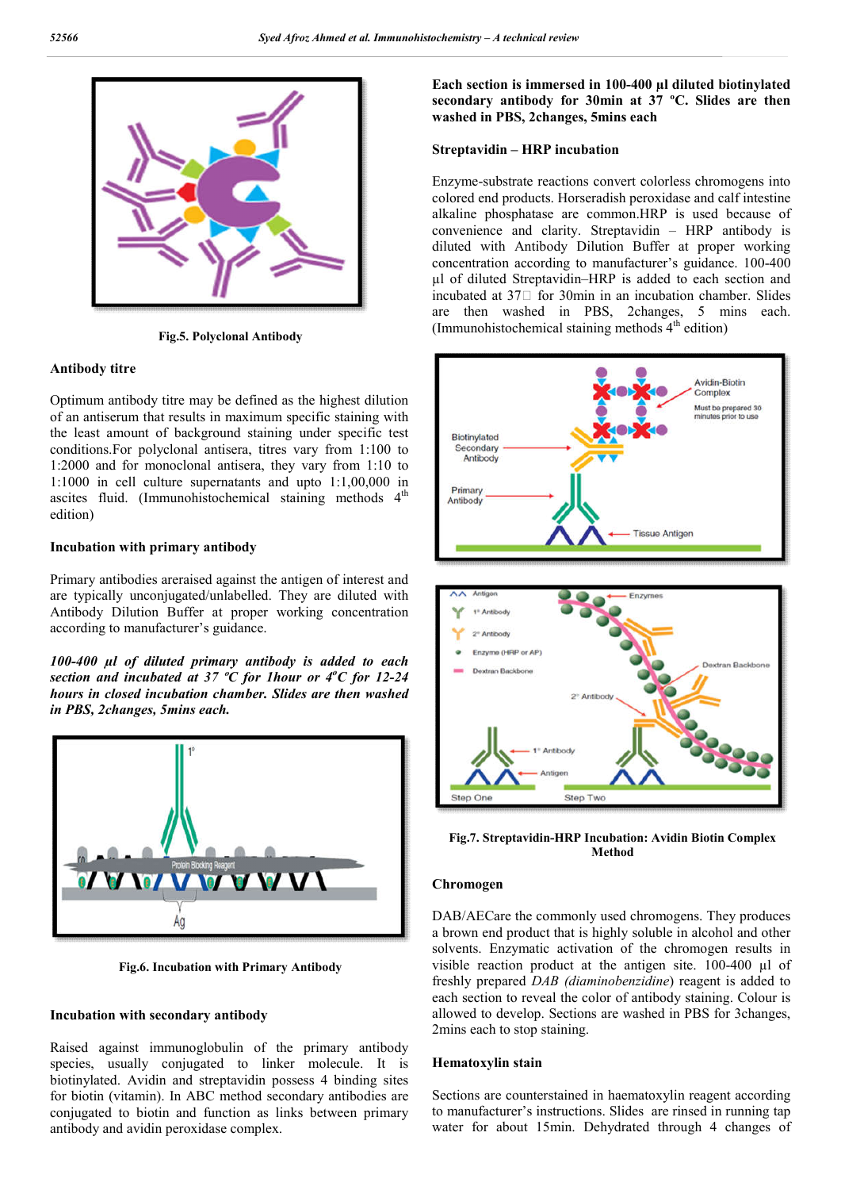Fig.5. Polyclonal Antibody

### Antibody titre

Optimum antibody titre may be defined as the highest dilution of an antiserum that results in maximum specific staining with the least amount of background staining under specific test conditions.For polyclonal antisera, titres vary from 1:100 to 1:2000 and for monoclonal antisera, they vary from 1:10 to 1:1000 in cell culture supernatants and upto 1:1,00,000 in ascites fluid. (Immunohistochemical staining methods 4th edition)

### Incubation with primary antibody

Primary antibodies areraised against the antigen of interest and are typically unconjugated/unlabelled. They are diluted with Antibody Dilution Buffer at proper working concentration according to manufacturer's guidance.

***100-400 µl of diluted primary antibody is added to each section and incubated at 37 ºC for 1hour or 4ºC for 12-24 hours in closed incubation chamber. Slides are then washed in PBS, 2changes, 5mins each.***

Fig.6. Incubation with Primary Antibody

### Incubation with secondary antibody

Raised against immunoglobulin of the primary antibody species, usually conjugated to linker molecule. It is biotinylated. Avidin and streptavidin possess 4 binding sites for biotin (vitamin). In ABC method secondary antibodies are conjugated to biotin and function as links between primary antibody and avidin peroxidase complex.

**Each section is immersed in 100-400 µl diluted biotinylated secondary antibody for 30min at 37 ºC. Slides are then washed in PBS, 2changes, 5mins each**

### Streptavidin – HRP incubation

Enzyme-substrate reactions convert colorless chromogens into colored end products. Horseradish peroxidase and calf intestine alkaline phosphatase are common.HRP is used because of convenience and clarity. Streptavidin – HRP antibody is diluted with Antibody Dilution Buffer at proper working concentration according to manufacturer's guidance. 100-400 µl of diluted Streptavidin–HRP is added to each section and incubated at 37□ for 30min in an incubation chamber. Slides are then washed in PBS, 2changes, 5 mins each. (Immunohistochemical staining methods 4th edition)

Fig.7. Streptavidin-HRP Incubation: Avidin Biotin Complex Method

### Chromogen

DAB/AECare the commonly used chromogens. They produces a brown end product that is highly soluble in alcohol and other solvents. Enzymatic activation of the chromogen results in visible reaction product at the antigen site. 100-400 µl of freshly prepared *DAB (diaminobenzidine*) reagent is added to each section to reveal the color of antibody staining. Colour is allowed to develop. Sections are washed in PBS for 3changes, 2mins each to stop staining.

### Hematoxylin stain

Sections are counterstained in haematoxylin reagent according to manufacturer's instructions. Slides are rinsed in running tap water for about 15min. Dehydrated through 4 changes of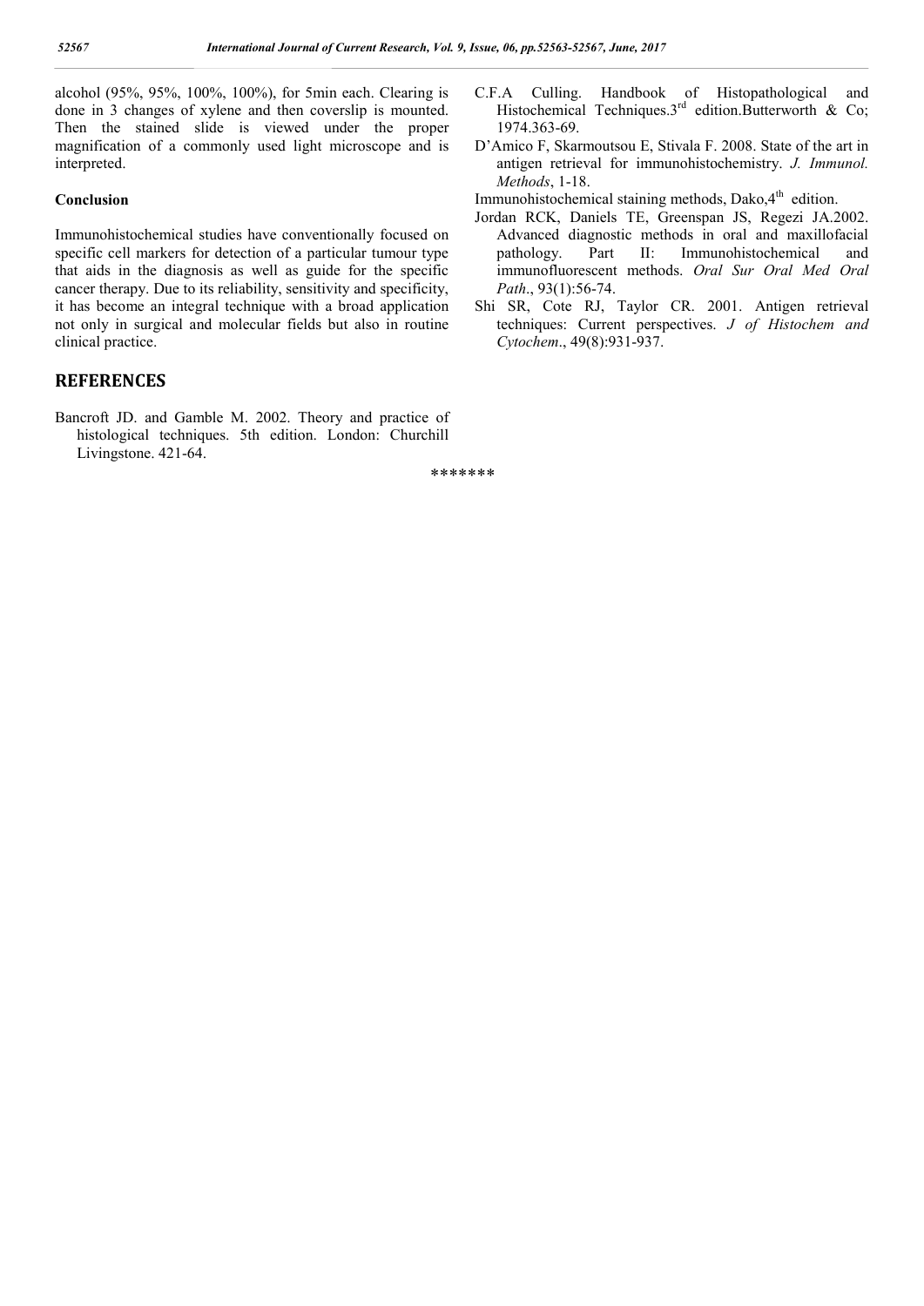alcohol (95%, 95%, 100%, 100%), for 5min each. Clearing is done in 3 changes of xylene and then coverslip is mounted. Then the stained slide is viewed under the proper magnification of a commonly used light microscope and is interpreted.

### Conclusion

Immunohistochemical studies have conventionally focused on specific cell markers for detection of a particular tumour type that aids in the diagnosis as well as guide for the specific cancer therapy. Due to its reliability, sensitivity and specificity, it has become an integral technique with a broad application not only in surgical and molecular fields but also in routine clinical practice.

## REFERENCES

Bancroft JD. and Gamble M. 2002. Theory and practice of histological techniques. 5th edition. London: Churchill Livingstone. 421-64.

C.F.A Culling. Handbook of Histopathological and Histochemical Techniques.3rd edition.Butterworth & Co; 1974.363-69.

D'Amico F, Skarmoutsou E, Stivala F. 2008. State of the art in antigen retrieval for immunohistochemistry. *J. Immunol. Methods*, 1-18.

Immunohistochemical staining methods, Dako,4th edition.

Jordan RCK, Daniels TE, Greenspan JS, Regezi JA.2002. Advanced diagnostic methods in oral and maxillofacial pathology. Part II: Immunohistochemical and immunofluorescent methods. *Oral Sur Oral Med Oral Path*., 93(1):56-74.

Shi SR, Cote RJ, Taylor CR. 2001. Antigen retrieval techniques: Current perspectives. *J of Histochem and Cytochem*., 49(8):931-937.

*******